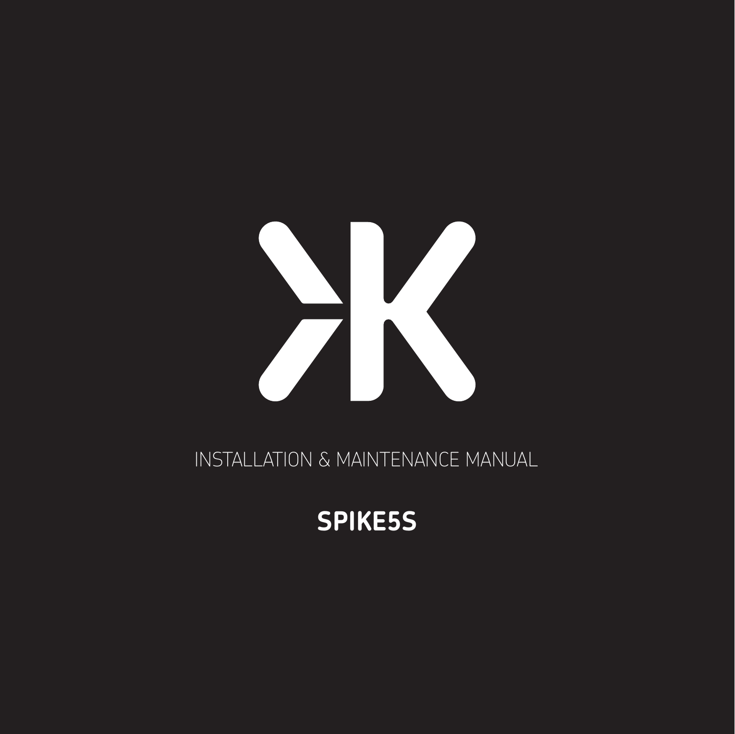INSTALLATION & MAINTENANCE MANUAL

# SPIKE5S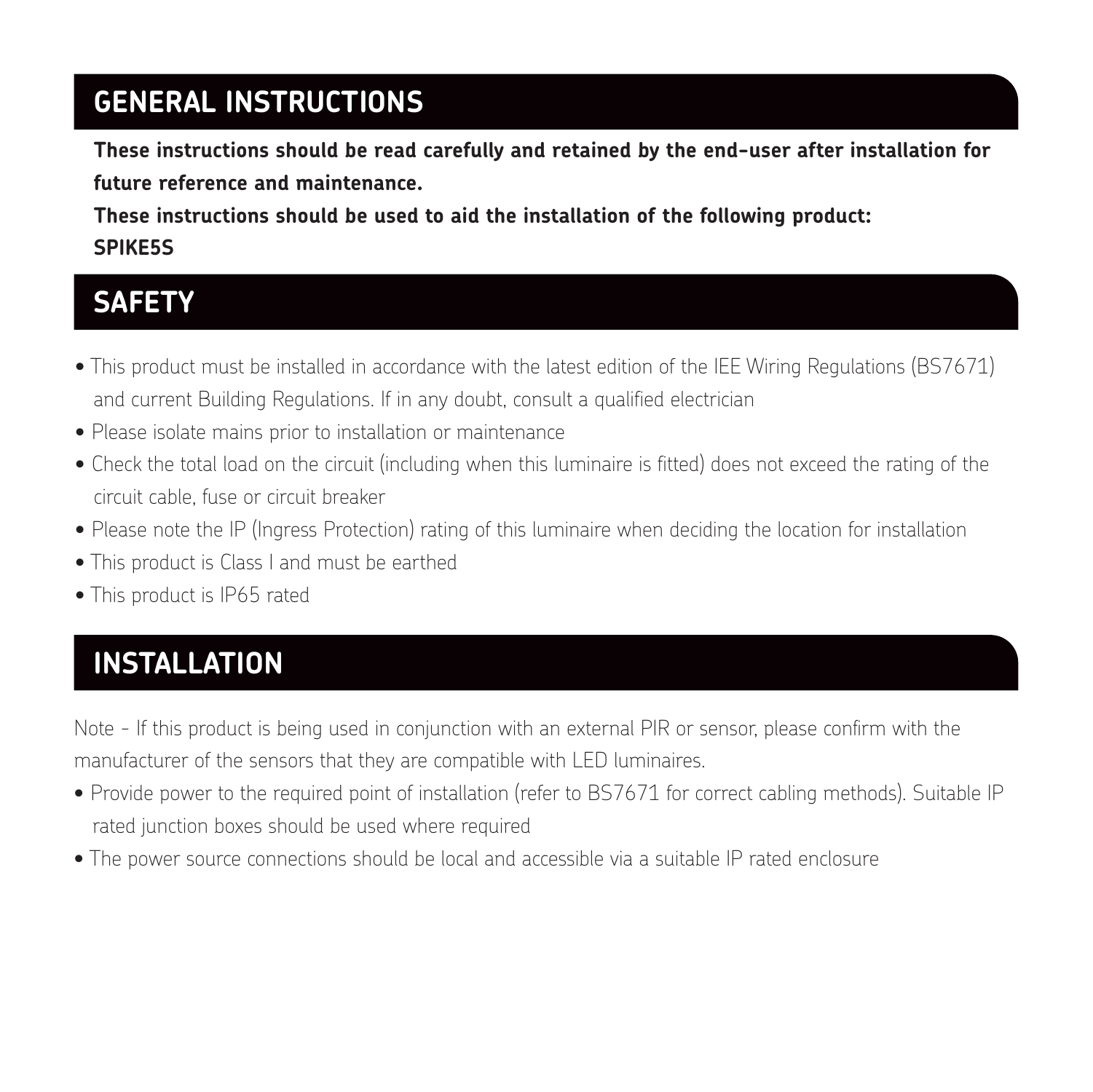## GENERAL INSTRUCTIONS

**These instructions should be read carefully and retained by the end-user after installation for future reference and maintenance.**

**These instructions should be used to aid the installation of the following product:**

**SPIKE5S**

## SAFETY

- This product must be installed in accordance with the latest edition of the IEE Wiring Regulations (BS7671) and current Building Regulations. If in any doubt, consult a qualified electrician
- Please isolate mains prior to installation or maintenance
- Check the total load on the circuit (including when this luminaire is fitted) does not exceed the rating of the circuit cable, fuse or circuit breaker
- Please note the IP (Ingress Protection) rating of this luminaire when deciding the location for installation
- This product is Class I and must be earthed
- This product is IP65 rated

## INSTALLATION

Note - If this product is being used in conjunction with an external PIR or sensor, please confirm with the manufacturer of the sensors that they are compatible with LED luminaires.

- Provide power to the required point of installation (refer to BS7671 for correct cabling methods). Suitable IP rated junction boxes should be used where required
- The power source connections should be local and accessible via a suitable IP rated enclosure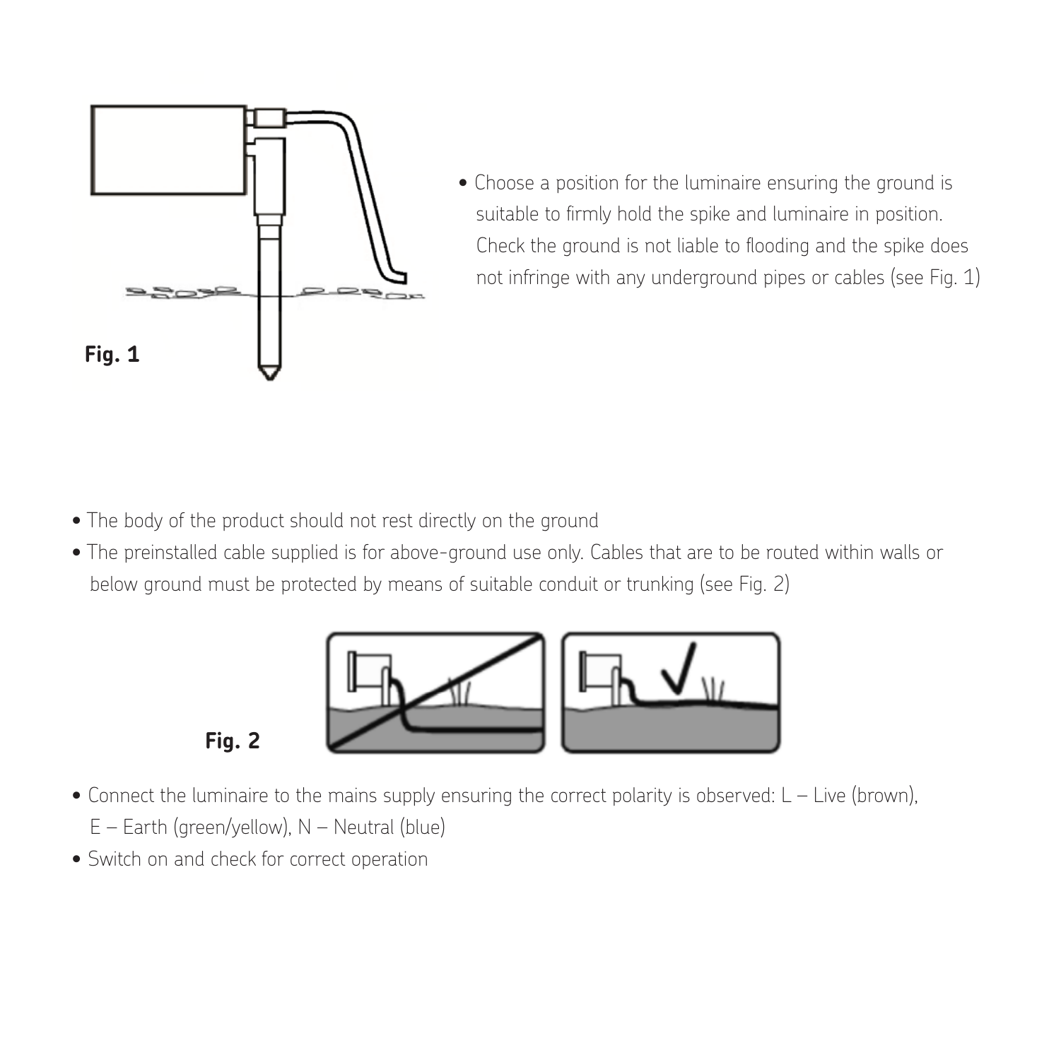**Fig. 1**

- Choose a position for the luminaire ensuring the ground is suitable to firmly hold the spike and luminaire in position. Check the ground is not liable to flooding and the spike does not infringe with any underground pipes or cables (see Fig. 1)

- The body of the product should not rest directly on the ground
- The preinstalled cable supplied is for above-ground use only. Cables that are to be routed within walls or below ground must be protected by means of suitable conduit or trunking (see Fig. 2)

**Fig. 2**

- Connect the luminaire to the mains supply ensuring the correct polarity is observed: L – Live (brown), E – Earth (green/yellow), N – Neutral (blue)
- Switch on and check for correct operation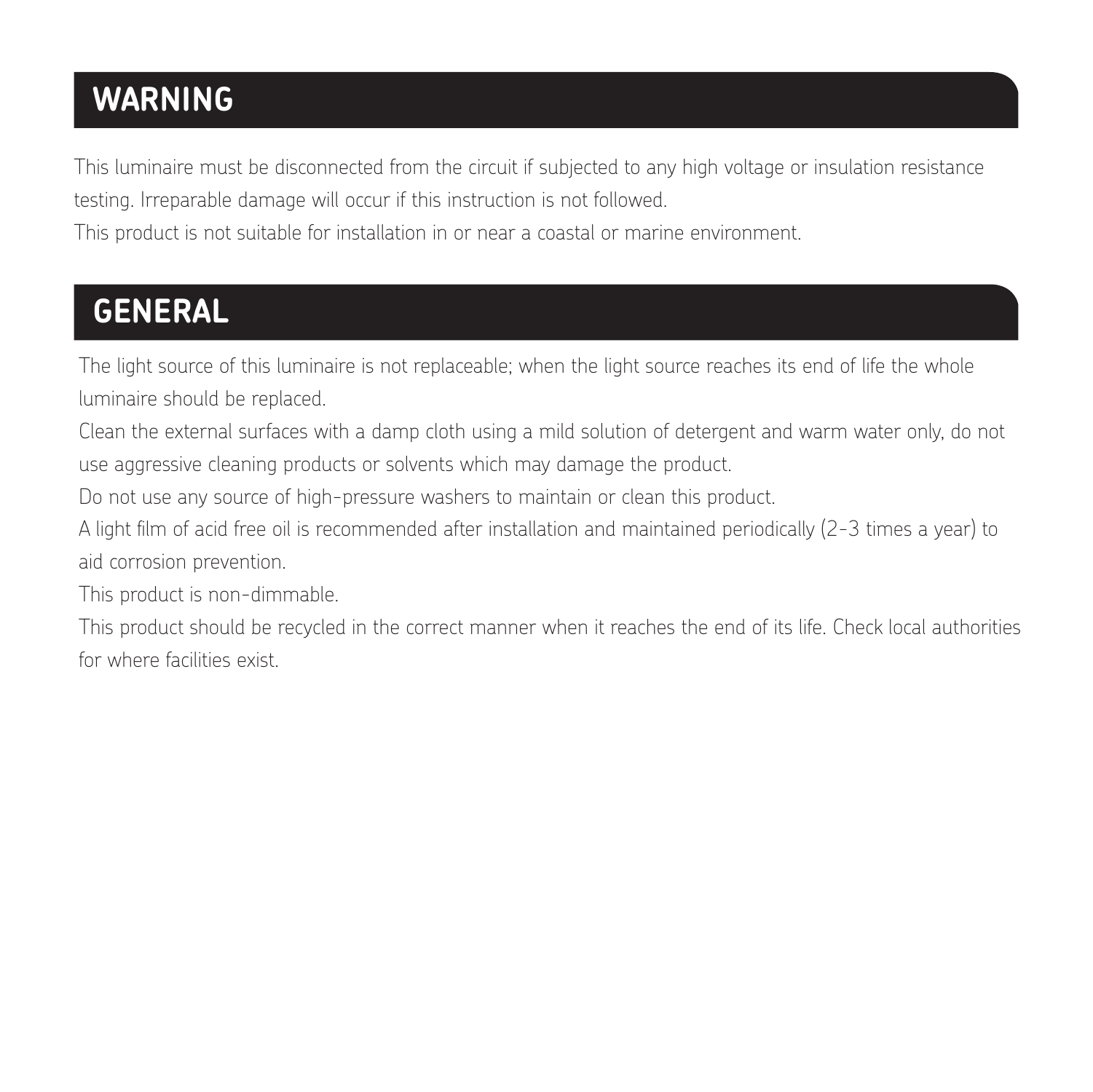## WARNING

This luminaire must be disconnected from the circuit if subjected to any high voltage or insulation resistance testing. Irreparable damage will occur if this instruction is not followed.

This product is not suitable for installation in or near a coastal or marine environment.

## GENERAL

The light source of this luminaire is not replaceable; when the light source reaches its end of life the whole luminaire should be replaced.

Clean the external surfaces with a damp cloth using a mild solution of detergent and warm water only, do not use aggressive cleaning products or solvents which may damage the product.

Do not use any source of high-pressure washers to maintain or clean this product.

A light film of acid free oil is recommended after installation and maintained periodically (2-3 times a year) to aid corrosion prevention.

This product is non-dimmable.

This product should be recycled in the correct manner when it reaches the end of its life. Check local authorities for where facilities exist.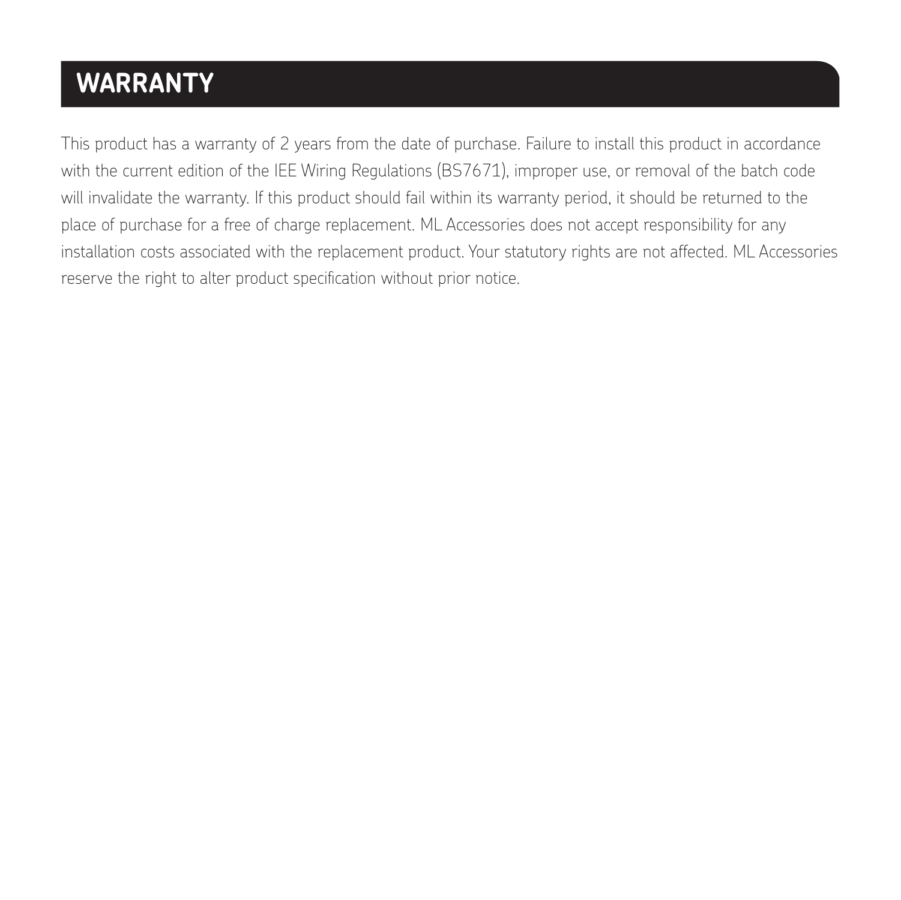## WARRANTY

This product has a warranty of 2 years from the date of purchase. Failure to install this product in accordance with the current edition of the IEE Wiring Regulations (BS7671), improper use, or removal of the batch code will invalidate the warranty. If this product should fail within its warranty period, it should be returned to the place of purchase for a free of charge replacement. ML Accessories does not accept responsibility for any installation costs associated with the replacement product. Your statutory rights are not affected. ML Accessories reserve the right to alter product specification without prior notice.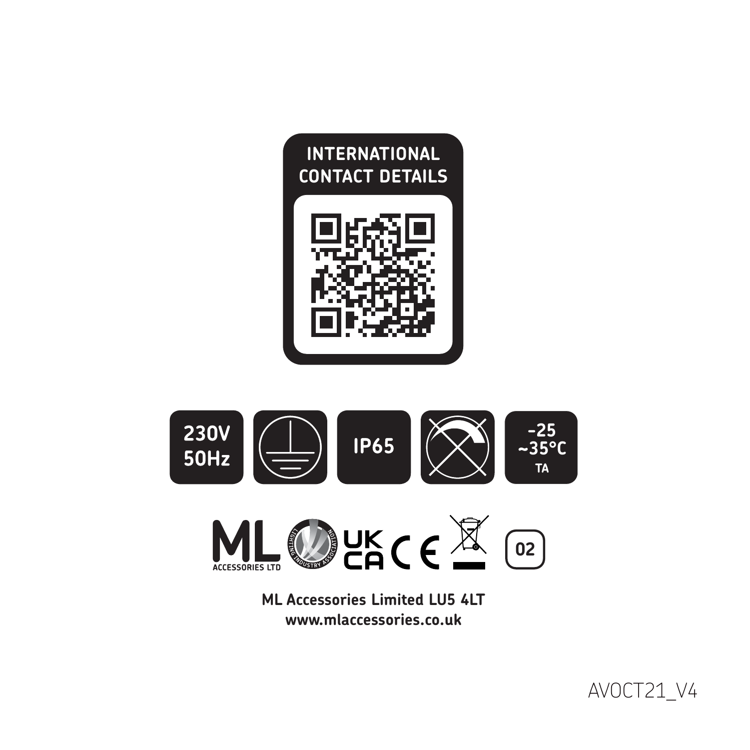INTERNATIONAL CONTACT DETAILS

230V 50Hz

IP65

-25 ~35°C TA

ACCESSORIES LTD

02

ML Accessories Limited LU5 4LT
www.mlaccessories.co.uk

AVOCT21_V4